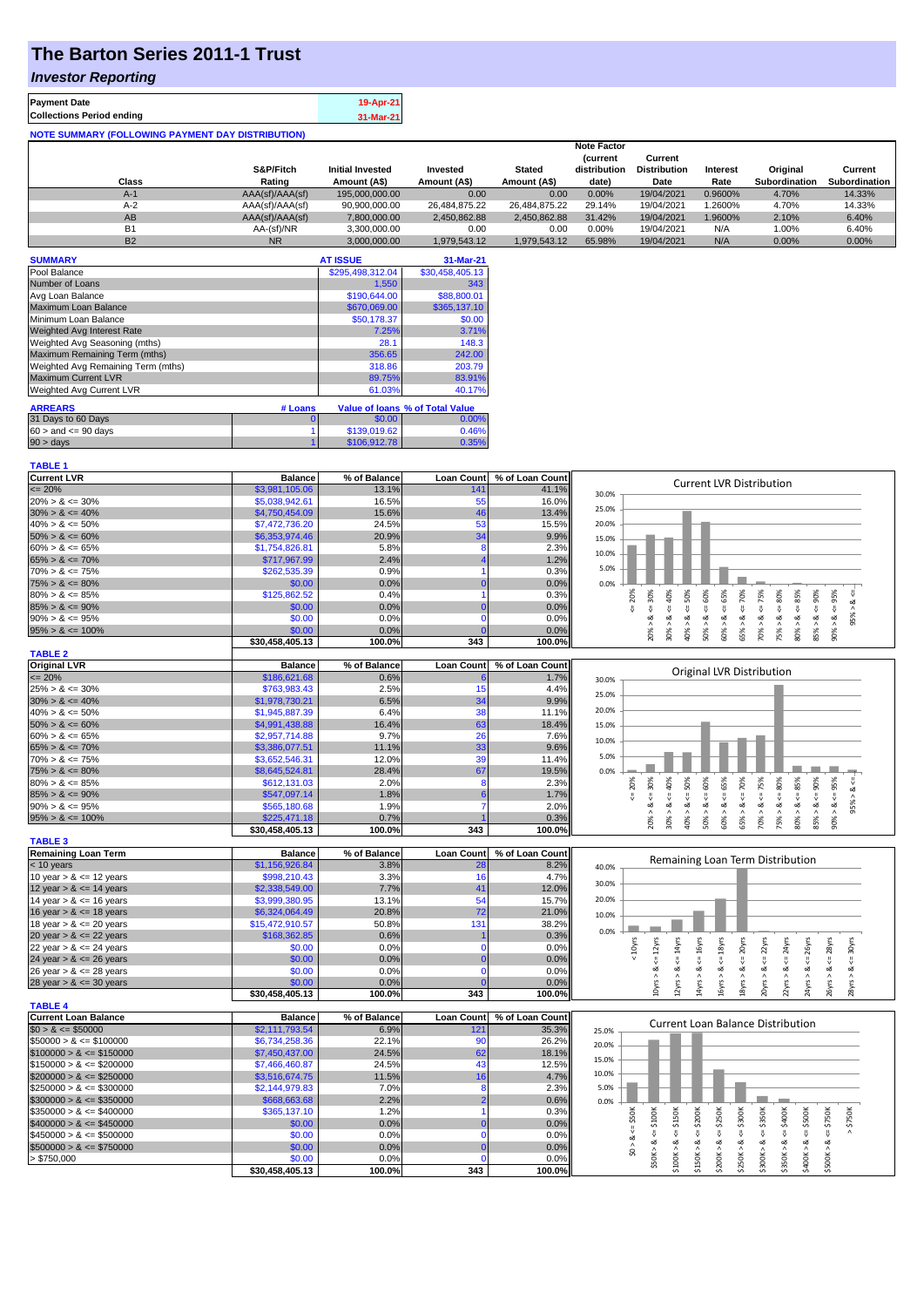# The Barton Series 2011-1 Trust

## *Investor Reporting*

| | |
|---|---|
| **Payment Date** | 19-Apr-21 |
| **Collections Period ending** | 31-Mar-21 |

**NOTE SUMMARY (FOLLOWING PAYMENT DAY DISTRIBUTION)**

| Class | S&P/Fitch Rating | Initial Invested Amount (A$) | Invested Amount (A$) | Stated Amount (A$) | Note Factor (current distribution date) | Current Distribution Date | Interest Rate | Original Subordination | Current Subordination |
|---|---|---|---|---|---|---|---|---|---|
| A-1 | AAA(sf)/AAA(sf) | 195,000,000.00 | 0.00 | 0.00 | 0.00% | 19/04/2021 | 0.9600% | 4.70% | 14.33% |
| A-2 | AAA(sf)/AAA(sf) | 90,900,000.00 | 26,484,875.22 | 26,484,875.22 | 29.14% | 19/04/2021 | 1.2600% | 4.70% | 14.33% |
| AB | AAA(sf)/AAA(sf) | 7,800,000.00 | 2,450,862.88 | 2,450,862.88 | 31.42% | 19/04/2021 | 1.9600% | 2.10% | 6.40% |
| B1 | AA-(sf)/NR | 3,300,000.00 | 0.00 | 0.00 | 0.00% | 19/04/2021 | N/A | 1.00% | 6.40% |
| B2 | NR | 3,000,000.00 | 1,979,543.12 | 1,979,543.12 | 65.98% | 19/04/2021 | N/A | 0.00% | 0.00% |

| SUMMARY | AT ISSUE | 31-Mar-21 |
|---|---|---|
| Pool Balance | $295,498,312.04 | $30,458,405.13 |
| Number of Loans | 1,550 | 343 |
| Avg Loan Balance | $190,644.00 | $88,800.01 |
| Maximum Loan Balance | $670,069.00 | $365,137.10 |
| Minimum Loan Balance | $50,178.37 | $0.00 |
| Weighted Avg Interest Rate | 7.25% | 3.71% |
| Weighted Avg Seasoning (mths) | 28.1 | 148.3 |
| Maximum Remaining Term (mths) | 356.65 | 242.00 |
| Weighted Avg Remaining Term (mths) | 318.86 | 203.79 |
| Maximum Current LVR | 89.75% | 83.91% |
| Weighted Avg Current LVR | 61.03% | 40.17% |

| ARREARS | # Loans | Value of loans | % of Total Value |
|---|---|---|---|
| 31 Days to 60 Days | 0 | $0.00 | 0.00% |
| $60 >$ and $<= 90$ days | 1 | $139,019.62 | 0.46% |
| $90 >$ days | 1 | $106,912.78 | 0.35% |

**TABLE 1**

| Current LVR | Balance | % of Balance | Loan Count | % of Loan Count |
|---|---|---|---|---|
| <= 20% | $3,981,105.06 | 13.1% | 141 | 41.1% |
| 20% > & <= 30% | $5,038,942.61 | 16.5% | 55 | 16.0% |
| 30% > & <= 40% | $4,750,454.09 | 15.6% | 46 | 13.4% |
| 40% > & <= 50% | $7,472,736.20 | 24.5% | 53 | 15.5% |
| 50% > & <= 60% | $6,353,974.46 | 20.9% | 34 | 9.9% |
| 60% > & <= 65% | $1,754,826.81 | 5.8% | 8 | 2.3% |
| 65% > & <= 70% | $717,967.99 | 2.4% | 4 | 1.2% |
| 70% > & <= 75% | $262,535.39 | 0.9% | 1 | 0.3% |
| 75% > & <= 80% | $0.00 | 0.0% | 0 | 0.0% |
| 80% > & <= 85% | $125,862.52 | 0.4% | 1 | 0.3% |
| 85% > & <= 90% | $0.00 | 0.0% | 0 | 0.0% |
| 90% > & <= 95% | $0.00 | 0.0% | 0 | 0.0% |
| 95% > & <= 100% | $0.00 | 0.0% | 0 | 0.0% |
| | $30,458,405.13 | 100.0% | 343 | 100.0% |

**TABLE 2**

| Original LVR | Balance | % of Balance | Loan Count | % of Loan Count |
|---|---|---|---|---|
| <= 20% | $186,621.68 | 0.6% | 6 | 1.7% |
| 25% > & <= 30% | $763,983.43 | 2.5% | 15 | 4.4% |
| 30% > & <= 40% | $1,978,730.21 | 6.5% | 34 | 9.9% |
| 40% > & <= 50% | $1,945,887.39 | 6.4% | 38 | 11.1% |
| 50% > & <= 60% | $4,991,438.88 | 16.4% | 63 | 18.4% |
| 60% > & <= 65% | $2,957,714.88 | 9.7% | 26 | 7.6% |
| 65% > & <= 70% | $3,386,077.51 | 11.1% | 33 | 9.6% |
| 70% > & <= 75% | $3,652,546.31 | 12.0% | 39 | 11.4% |
| 75% > & <= 80% | $8,645,524.81 | 28.4% | 67 | 19.5% |
| 80% > & <= 85% | $612,131.03 | 2.0% | 8 | 2.3% |
| 85% > & <= 90% | $547,097.14 | 1.8% | 6 | 1.7% |
| 90% > & <= 95% | $565,180.68 | 1.9% | 7 | 2.0% |
| 95% > & <= 100% | $225,471.18 | 0.7% | 1 | 0.3% |
| | $30,458,405.13 | 100.0% | 343 | 100.0% |

**TABLE 3**

| Remaining Loan Term | Balance | % of Balance | Loan Count | % of Loan Count |
|---|---|---|---|---|
| < 10 years | $1,156,926.84 | 3.8% | 28 | 8.2% |
| 10 year > & <= 12 years | $998,210.43 | 3.3% | 16 | 4.7% |
| 12 year > & <= 14 years | $2,338,549.00 | 7.7% | 41 | 12.0% |
| 14 year > & <= 16 years | $3,999,380.95 | 13.1% | 54 | 15.7% |
| 16 year > & <= 18 years | $6,324,064.49 | 20.8% | 72 | 21.0% |
| 18 year > & <= 20 years | $15,472,910.57 | 50.8% | 131 | 38.2% |
| 20 year > & <= 22 years | $168,362.85 | 0.6% | 1 | 0.3% |
| 22 year > & <= 24 years | $0.00 | 0.0% | 0 | 0.0% |
| 24 year > & <= 26 years | $0.00 | 0.0% | 0 | 0.0% |
| 26 year > & <= 28 years | $0.00 | 0.0% | 0 | 0.0% |
| 28 year > & <= 30 years | $0.00 | 0.0% | 0 | 0.0% |
| | $30,458,405.13 | 100.0% | 343 | 100.0% |

**TABLE 4**

| Current Loan Balance | Balance | % of Balance | Loan Count | % of Loan Count |
|---|---|---|---|---|
| $0 > & <= $50000 | $2,111,793.54 | 6.9% | 121 | 35.3% |
| $50000 > & <= $100000 | $6,734,258.36 | 22.1% | 90 | 26.2% |
| $100000 > & <= $150000 | $7,450,437.00 | 24.5% | 62 | 18.1% |
| $150000 > & <= $200000 | $7,466,460.87 | 24.5% | 43 | 12.5% |
| $200000 > & <= $250000 | $3,516,674.75 | 11.5% | 16 | 4.7% |
| $250000 > & <= $300000 | $2,144,979.83 | 7.0% | 8 | 2.3% |
| $300000 > & <= $350000 | $668,663.68 | 2.2% | 2 | 0.6% |
| $350000 > & <= $400000 | $365,137.10 | 1.2% | 1 | 0.3% |
| $400000 > & <= $450000 | $0.00 | 0.0% | 0 | 0.0% |
| $450000 > & <= $500000 | $0.00 | 0.0% | 0 | 0.0% |
| $500000 > & <= $750000 | $0.00 | 0.0% | 0 | 0.0% |
| > $750,000 | $0.00 | 0.0% | 0 | 0.0% |
| | $30,458,405.13 | 100.0% | 343 | 100.0% |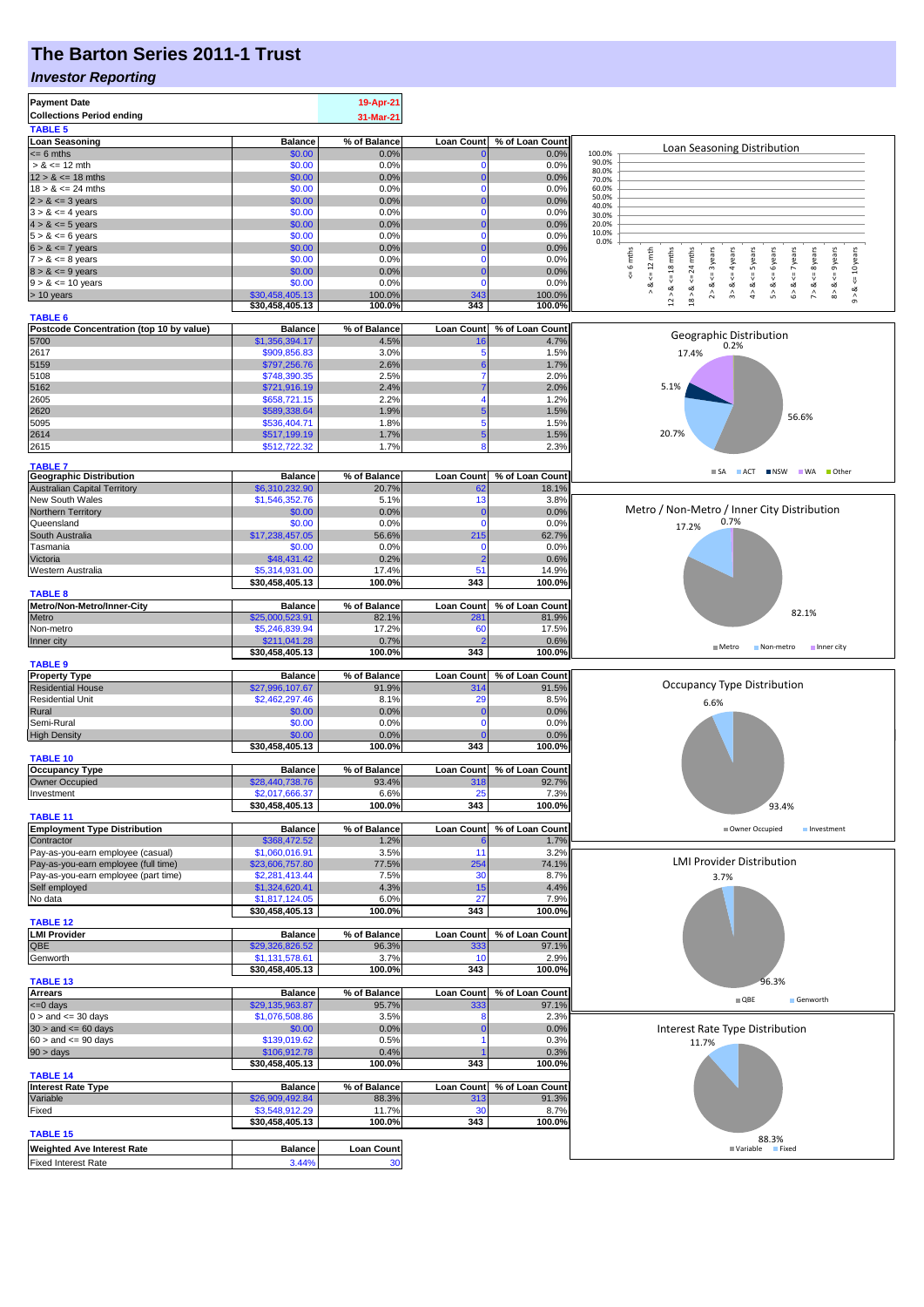# The Barton Series 2011-1 Trust

## *Investor Reporting*

| Payment Date | 19-Apr-21 |
|---|---|
| Collections Period ending | 31-Mar-21 |

**TABLE 5**

| Loan Seasoning | Balance | % of Balance | Loan Count | % of Loan Count |
|---|---|---|---|---|
| <= 6 mths | $0.00 | 0.0% | 0 | 0.0% |
| > & <= 12 mth | $0.00 | 0.0% | 0 | 0.0% |
| 12 > & <= 18 mths | $0.00 | 0.0% | 0 | 0.0% |
| 18 > & <= 24 mths | $0.00 | 0.0% | 0 | 0.0% |
| 2 > & <= 3 years | $0.00 | 0.0% | 0 | 0.0% |
| 3 > & <= 4 years | $0.00 | 0.0% | 0 | 0.0% |
| 4 > & <= 5 years | $0.00 | 0.0% | 0 | 0.0% |
| 5 > & <= 6 years | $0.00 | 0.0% | 0 | 0.0% |
| 6 > & <= 7 years | $0.00 | 0.0% | 0 | 0.0% |
| 7 > & <= 8 years | $0.00 | 0.0% | 0 | 0.0% |
| 8 > & <= 9 years | $0.00 | 0.0% | 0 | 0.0% |
| 9 > & <= 10 years | $0.00 | 0.0% | 0 | 0.0% |
| > 10 years | $30,458,405.13 | 100.0% | 343 | 100.0% |
| | $30,458,405.13 | 100.0% | 343 | 100.0% |

Loan Seasoning Distribution

**TABLE 6**

| Postcode Concentration (top 10 by value) | Balance | % of Balance | Loan Count | % of Loan Count |
|---|---|---|---|---|
| 5700 | $1,356,394.17 | 4.5% | 16 | 4.7% |
| 2617 | $909,856.83 | 3.0% | 5 | 1.5% |
| 5159 | $797,256.76 | 2.6% | 6 | 1.7% |
| 5108 | $748,390.35 | 2.5% | 7 | 2.0% |
| 5162 | $721,916.19 | 2.4% | 7 | 2.0% |
| 2605 | $658,721.15 | 2.2% | 4 | 1.2% |
| 2620 | $589,338.64 | 1.9% | 5 | 1.5% |
| 5095 | $536,404.71 | 1.8% | 5 | 1.5% |
| 2614 | $517,199.19 | 1.7% | 5 | 1.5% |
| 2615 | $512,722.32 | 1.7% | 8 | 2.3% |

Geographic Distribution: SA 56.6%, ACT 20.7%, NSW 5.1%, WA 17.4%, Other 0.2%

**TABLE 7**

| Geographic Distribution | Balance | % of Balance | Loan Count | % of Loan Count |
|---|---|---|---|---|
| Australian Capital Territory | $6,310,232.90 | 20.7% | 62 | 18.1% |
| New South Wales | $1,546,352.76 | 5.1% | 13 | 3.8% |
| Northern Territory | $0.00 | 0.0% | 0 | 0.0% |
| Queensland | $0.00 | 0.0% | 0 | 0.0% |
| South Australia | $17,238,457.05 | 56.6% | 215 | 62.7% |
| Tasmania | $0.00 | 0.0% | 0 | 0.0% |
| Victoria | $48,431.42 | 0.2% | 2 | 0.6% |
| Western Australia | $5,314,931.00 | 17.4% | 51 | 14.9% |
| | $30,458,405.13 | 100.0% | 343 | 100.0% |

Metro / Non-Metro / Inner City Distribution: Metro 82.1%, Non-metro 17.2%, Inner city 0.7%

**TABLE 8**

| Metro/Non-Metro/Inner-City | Balance | % of Balance | Loan Count | % of Loan Count |
|---|---|---|---|---|
| Metro | $25,000,523.91 | 82.1% | 281 | 81.9% |
| Non-metro | $5,246,839.94 | 17.2% | 60 | 17.5% |
| Inner city | $211,041.28 | 0.7% | 2 | 0.6% |
| | $30,458,405.13 | 100.0% | 343 | 100.0% |

**TABLE 9**

| Property Type | Balance | % of Balance | Loan Count | % of Loan Count |
|---|---|---|---|---|
| Residential House | $27,996,107.67 | 91.9% | 314 | 91.5% |
| Residential Unit | $2,462,297.46 | 8.1% | 29 | 8.5% |
| Rural | $0.00 | 0.0% | 0 | 0.0% |
| Semi-Rural | $0.00 | 0.0% | 0 | 0.0% |
| High Density | $0.00 | 0.0% | 0 | 0.0% |
| | $30,458,405.13 | 100.0% | 343 | 100.0% |

Occupancy Type Distribution: Owner Occupied 93.4%, Investment 6.6%

**TABLE 10**

| Occupancy Type | Balance | % of Balance | Loan Count | % of Loan Count |
|---|---|---|---|---|
| Owner Occupied | $28,440,738.76 | 93.4% | 318 | 92.7% |
| Investment | $2,017,666.37 | 6.6% | 25 | 7.3% |
| | $30,458,405.13 | 100.0% | 343 | 100.0% |

**TABLE 11**

| Employment Type Distribution | Balance | % of Balance | Loan Count | % of Loan Count |
|---|---|---|---|---|
| Contractor | $368,472.52 | 1.2% | 6 | 1.7% |
| Pay-as-you-earn employee (casual) | $1,060,016.91 | 3.5% | 11 | 3.2% |
| Pay-as-you-earn employee (full time) | $23,606,757.80 | 77.5% | 254 | 74.1% |
| Pay-as-you-earn employee (part time) | $2,281,413.44 | 7.5% | 30 | 8.7% |
| Self employed | $1,324,620.41 | 4.3% | 15 | 4.4% |
| No data | $1,817,124.05 | 6.0% | 27 | 7.9% |
| | $30,458,405.13 | 100.0% | 343 | 100.0% |

LMI Provider Distribution: QBE 96.3%, Genworth 3.7%

**TABLE 12**

| LMI Provider | Balance | % of Balance | Loan Count | % of Loan Count |
|---|---|---|---|---|
| QBE | $29,326,826.52 | 96.3% | 333 | 97.1% |
| Genworth | $1,131,578.61 | 3.7% | 10 | 2.9% |
| | $30,458,405.13 | 100.0% | 343 | 100.0% |

**TABLE 13**

| Arrears | Balance | % of Balance | Loan Count | % of Loan Count |
|---|---|---|---|---|
| <=0 days | $29,135,963.87 | 95.7% | 333 | 97.1% |
| 0 > and <= 30 days | $1,076,508.86 | 3.5% | 8 | 2.3% |
| 30 > and <= 60 days | $0.00 | 0.0% | 0 | 0.0% |
| 60 > and <= 90 days | $139,019.62 | 0.5% | 1 | 0.3% |
| 90 > days | $106,912.78 | 0.4% | 1 | 0.3% |
| | $30,458,405.13 | 100.0% | 343 | 100.0% |

Interest Rate Type Distribution: Variable 88.3%, Fixed 11.7%

**TABLE 14**

| Interest Rate Type | Balance | % of Balance | Loan Count | % of Loan Count |
|---|---|---|---|---|
| Variable | $26,909,492.84 | 88.3% | 313 | 91.3% |
| Fixed | $3,548,912.29 | 11.7% | 30 | 8.7% |
| | $30,458,405.13 | 100.0% | 343 | 100.0% |

**TABLE 15**

| Weighted Ave Interest Rate | Balance | Loan Count |
|---|---|---|
| Fixed Interest Rate | 3.44% | 30 |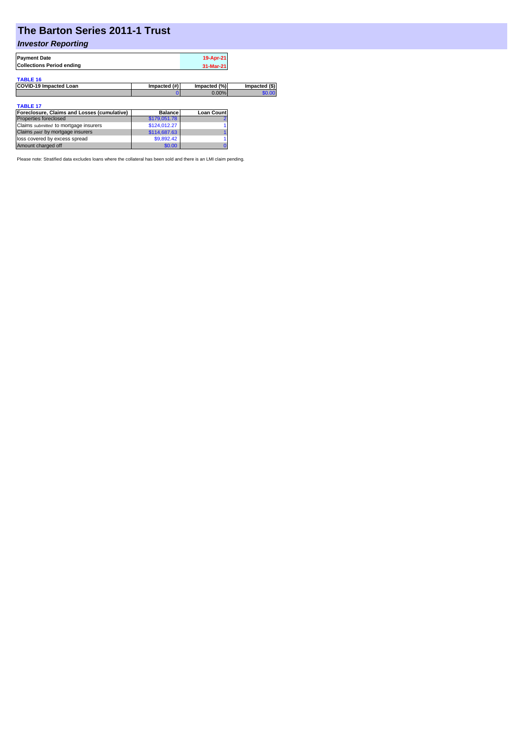# The Barton Series 2011-1 Trust

## *Investor Reporting*

| | |
|---|---|
| **Payment Date** | **19-Apr-21** |
| **Collections Period ending** | **31-Mar-21** |

**TABLE 16**

| COVID-19 Impacted Loan | Impacted (#) | Impacted (%) | Impacted ($) |
|---|---|---|---|
| | 0 | 0.00% | $0.00 |

**TABLE 17**

| Foreclosure, Claims and Losses (cumulative) | Balance | Loan Count |
|---|---|---|
| Properties foreclosed | $179,051.78 | 2 |
| Claims *submitted* to mortgage insurers | $124,012.27 | 1 |
| Claims *paid* by mortgage insurers | $114,687.63 | 1 |
| loss covered by excess spread | $9,892.42 | 1 |
| Amount charged off | $0.00 | 0 |

Please note: Stratified data excludes loans where the collateral has been sold and there is an LMI claim pending.